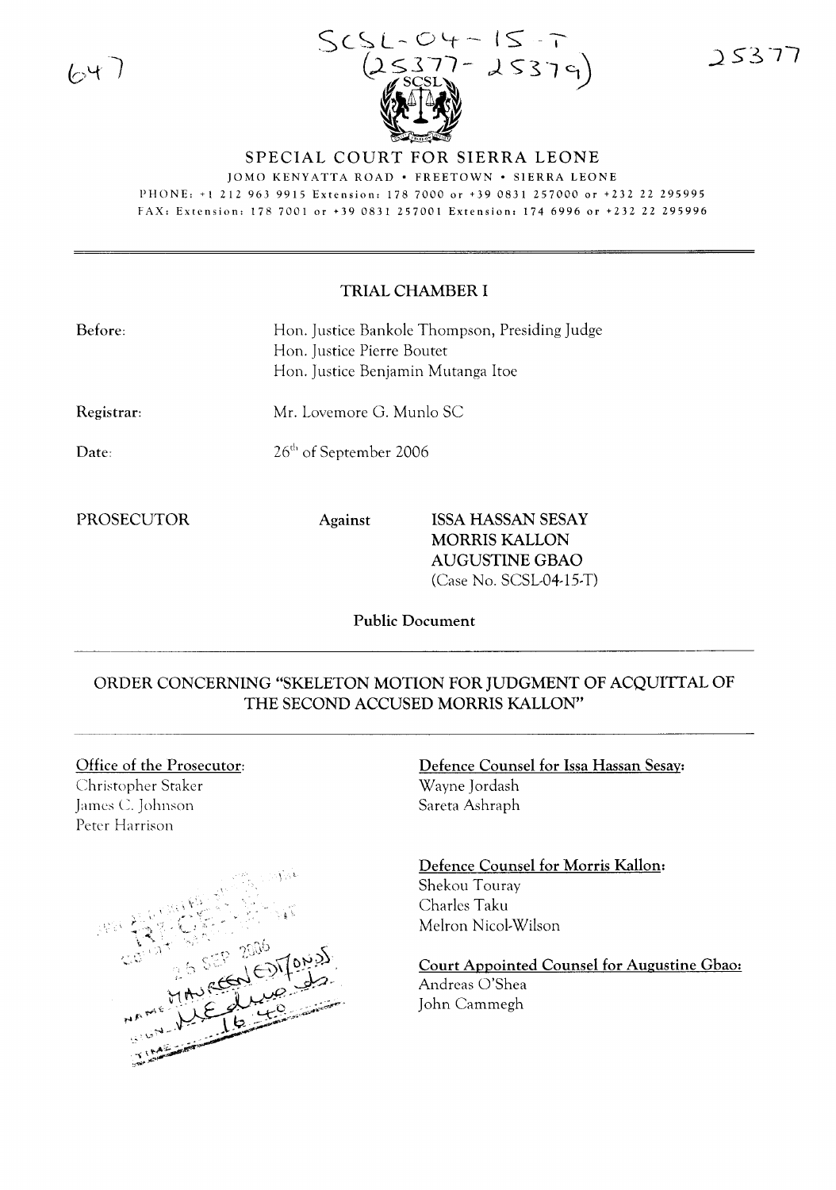SCSL-04-15-T
(25377-25379)

# SPECIAL COURT FOR SIERRA LEONE

JOMO KENYATTA ROAD • FREETOWN • SIERRA LEONE

PHONE: +1 212 963 9915 Extension: 178 7000 or +39 0831 257000 or +232 22 295995

FAX: Extension: 178 7001 or +39 0831 257001 Extension: 174 6996 or +232 22 295996

## TRIAL CHAMBER I

**Before:** Hon. Justice Bankole Thompson, Presiding Judge
Hon. Justice Pierre Boutet
Hon. Justice Benjamin Mutanga Itoe

**Registrar:** Mr. Lovemore G. Munlo SC

**Date:** 26th of September 2006

**PROSECUTOR** **Against** **ISSA HASSAN SESAY**
**MORRIS KALLON**
**AUGUSTINE GBAO**
(Case No. SCSL-04-15-T)

**Public Document**

## ORDER CONCERNING "SKELETON MOTION FOR JUDGMENT OF ACQUITTAL OF THE SECOND ACCUSED MORRIS KALLON"

**Office of the Prosecutor:**
Christopher Staker
James C. Johnson
Peter Harrison

**Defence Counsel for Issa Hassan Sesay:**
Wayne Jordash
Sareta Ashraph

**Defence Counsel for Morris Kallon:**
Shekou Touray
Charles Taku
Melron Nicol-Wilson

**Court Appointed Counsel for Augustine Gbao:**
Andreas O'Shea
John Cammegh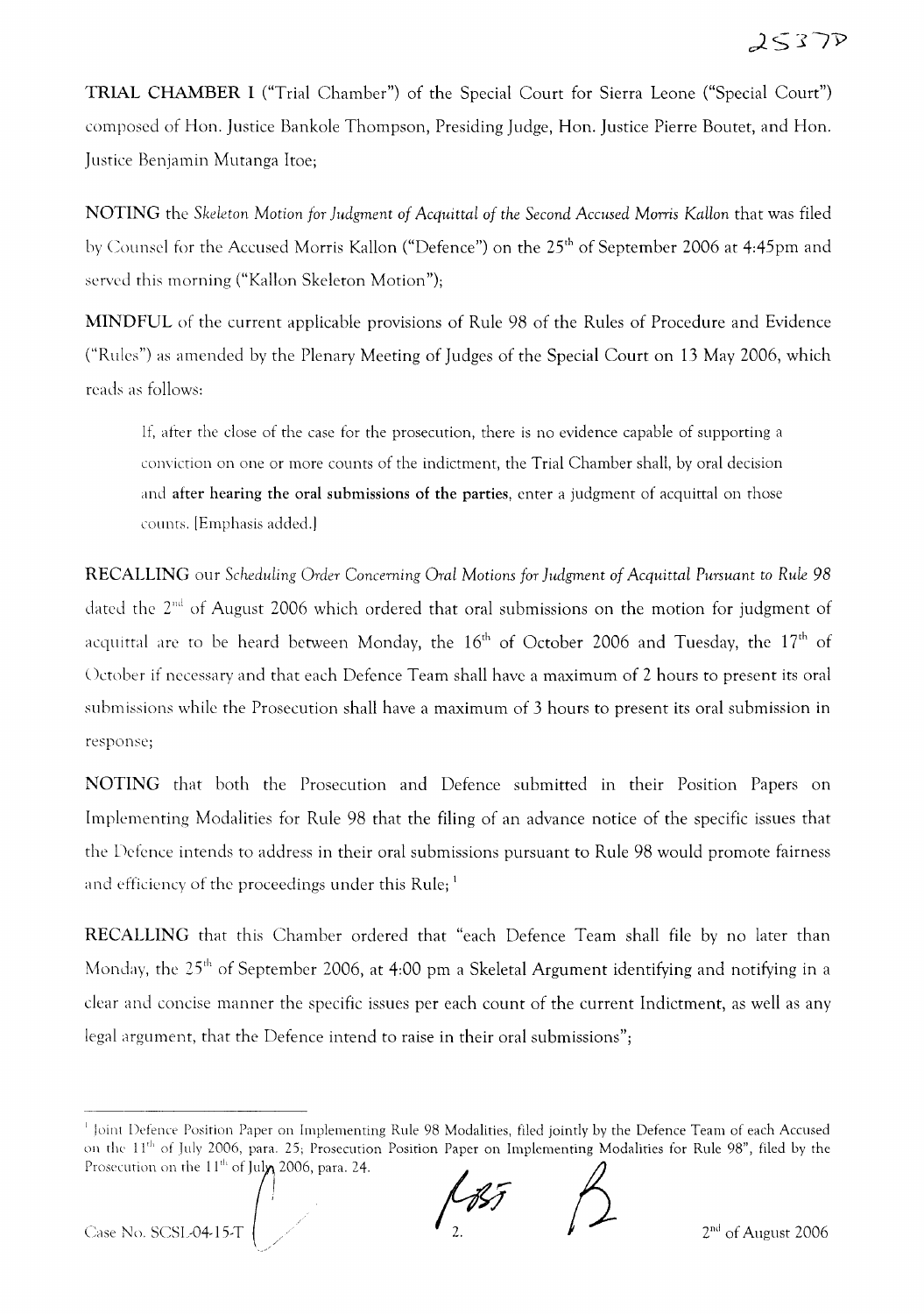**TRIAL CHAMBER I** ("Trial Chamber") of the Special Court for Sierra Leone ("Special Court") composed of Hon. Justice Bankole Thompson, Presiding Judge, Hon. Justice Pierre Boutet, and Hon. Justice Benjamin Mutanga Itoe;

**NOTING** the *Skeleton Motion for Judgment of Acquittal of the Second Accused Morris Kallon* that was filed by Counsel for the Accused Morris Kallon ("Defence") on the 25th of September 2006 at 4:45pm and served this morning ("Kallon Skeleton Motion");

**MINDFUL** of the current applicable provisions of Rule 98 of the Rules of Procedure and Evidence ("Rules") as amended by the Plenary Meeting of Judges of the Special Court on 13 May 2006, which reads as follows:

> If, after the close of the case for the prosecution, there is no evidence capable of supporting a conviction on one or more counts of the indictment, the Trial Chamber shall, by oral decision and **after hearing the oral submissions of the parties**, enter a judgment of acquittal on those counts. [Emphasis added.]

**RECALLING** our *Scheduling Order Concerning Oral Motions for Judgment of Acquittal Pursuant to Rule 98* dated the 2nd of August 2006 which ordered that oral submissions on the motion for judgment of acquittal are to be heard between Monday, the 16th of October 2006 and Tuesday, the 17th of October if necessary and that each Defence Team shall have a maximum of 2 hours to present its oral submissions while the Prosecution shall have a maximum of 3 hours to present its oral submission in response;

**NOTING** that both the Prosecution and Defence submitted in their Position Papers on Implementing Modalities for Rule 98 that the filing of an advance notice of the specific issues that the Defence intends to address in their oral submissions pursuant to Rule 98 would promote fairness and efficiency of the proceedings under this Rule; [1]

**RECALLING** that this Chamber ordered that "each Defence Team shall file by no later than Monday, the 25th of September 2006, at 4:00 pm a Skeletal Argument identifying and notifying in a clear and concise manner the specific issues per each count of the current Indictment, as well as any legal argument, that the Defence intend to raise in their oral submissions";

---

[1] Joint Defence Position Paper on Implementing Rule 98 Modalities, filed jointly by the Defence Team of each Accused on the 11th of July 2006, para. 25; Prosecution Position Paper on Implementing Modalities for Rule 98", filed by the Prosecution on the 11th of July 2006, para. 24.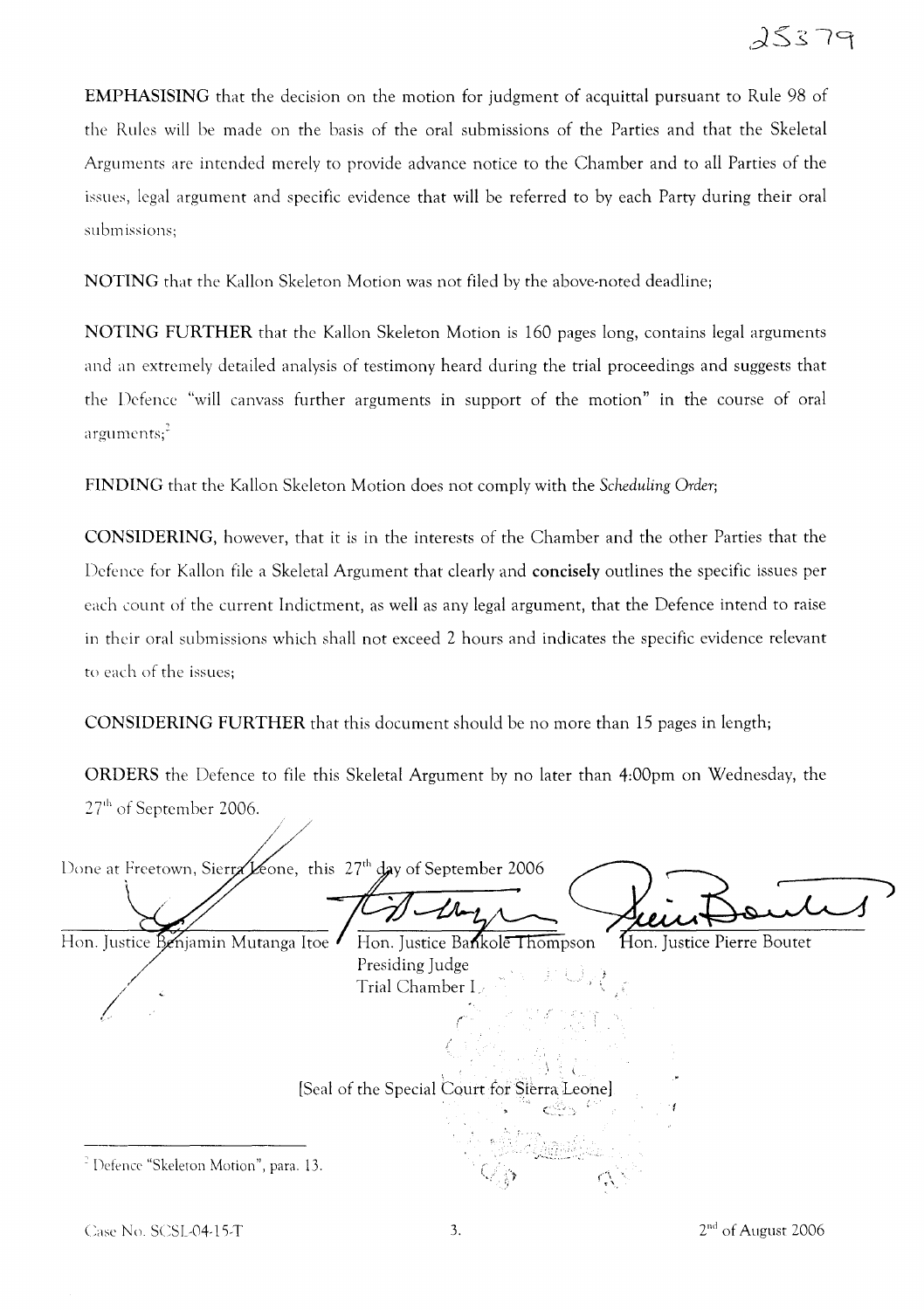**EMPHASISING** that the decision on the motion for judgment of acquittal pursuant to Rule 98 of the Rules will be made on the basis of the oral submissions of the Parties and that the Skeletal Arguments are intended merely to provide advance notice to the Chamber and to all Parties of the issues, legal argument and specific evidence that will be referred to by each Party during their oral submissions;

**NOTING** that the Kallon Skeleton Motion was not filed by the above-noted deadline;

**NOTING FURTHER** that the Kallon Skeleton Motion is 160 pages long, contains legal arguments and an extremely detailed analysis of testimony heard during the trial proceedings and suggests that the Defence "will canvass further arguments in support of the motion" in the course of oral arguments;[2]

**FINDING** that the Kallon Skeleton Motion does not comply with the *Scheduling Order*;

**CONSIDERING**, however, that it is in the interests of the Chamber and the other Parties that the Defence for Kallon file a Skeletal Argument that clearly and **concisely** outlines the specific issues per each count of the current Indictment, as well as any legal argument, that the Defence intend to raise in their oral submissions which shall not exceed 2 hours and indicates the specific evidence relevant to each of the issues;

**CONSIDERING FURTHER** that this document should be no more than 15 pages in length;

**ORDERS** the Defence to file this Skeletal Argument by no later than 4:00pm on Wednesday, the 27th of September 2006.

Done at Freetown, Sierra Leone, this 27th day of September 2006

| | | |
|---|---|---|
| Hon. Justice Benjamin Mutanga Itoe | Hon. Justice Bankole Thompson<br>Presiding Judge<br>Trial Chamber I | Hon. Justice Pierre Boutet |

[Seal of the Special Court for Sierra Leone]

[2] Defence "Skeleton Motion", para. 13.